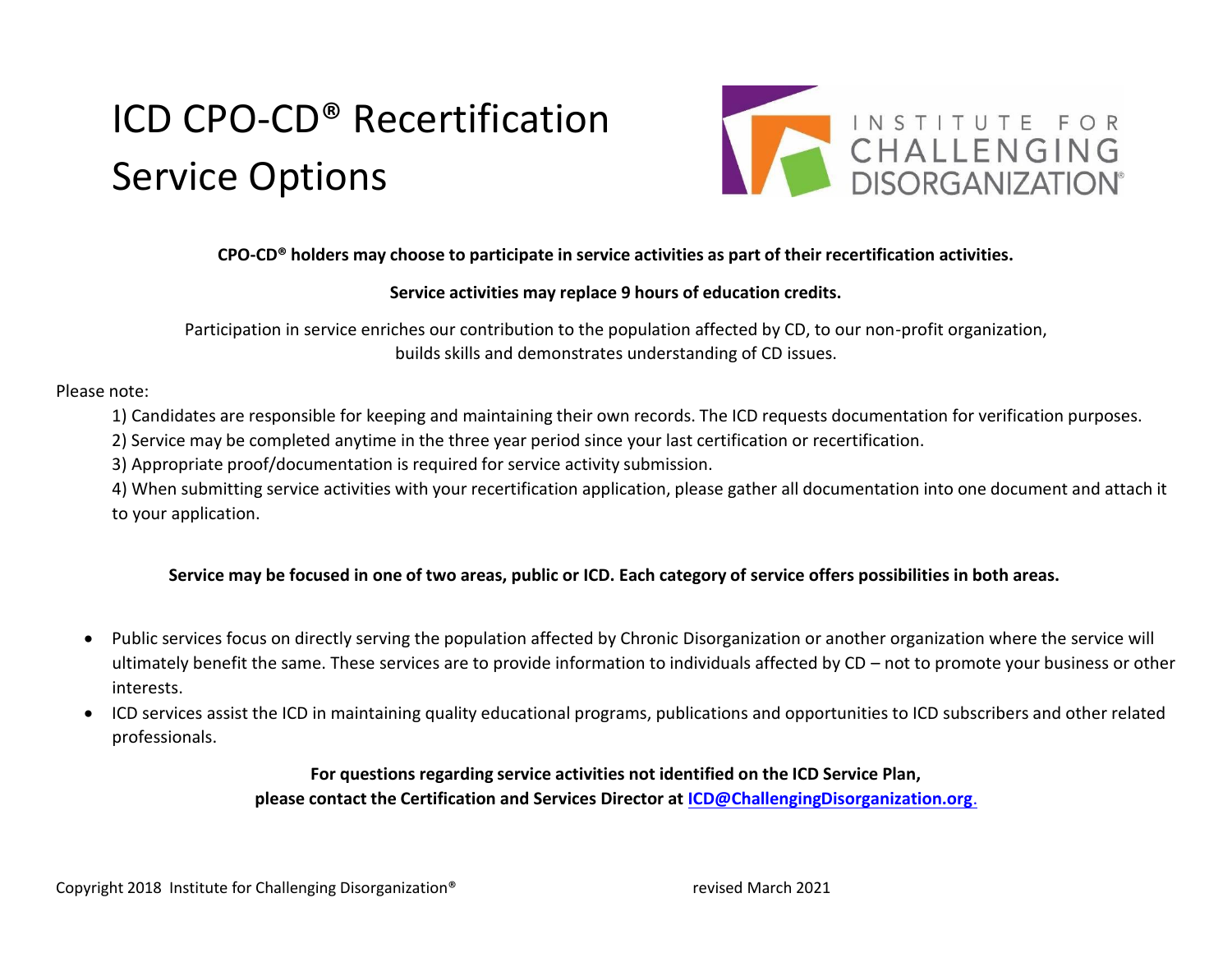# ICD CPO-CD® Recertification Service Options

INSTITUTE FOR CHALLENGING DISORGANIZATION®

**CPO-CD® holders may choose to participate in service activities as part of their recertification activities.**

**Service activities may replace 9 hours of education credits.**

Participation in service enriches our contribution to the population affected by CD, to our non-profit organization, builds skills and demonstrates understanding of CD issues.

Please note:

1) Candidates are responsible for keeping and maintaining their own records. The ICD requests documentation for verification purposes.
2) Service may be completed anytime in the three year period since your last certification or recertification.
3) Appropriate proof/documentation is required for service activity submission.
4) When submitting service activities with your recertification application, please gather all documentation into one document and attach it to your application.

**Service may be focused in one of two areas, public or ICD. Each category of service offers possibilities in both areas.**

- Public services focus on directly serving the population affected by Chronic Disorganization or another organization where the service will ultimately benefit the same. These services are to provide information to individuals affected by CD – not to promote your business or other interests.
- ICD services assist the ICD in maintaining quality educational programs, publications and opportunities to ICD subscribers and other related professionals.

**For questions regarding service activities not identified on the ICD Service Plan, please contact the Certification and Services Director at ICD@ChallengingDisorganization.org.**

Copyright 2018 Institute for Challenging Disorganization® revised March 2021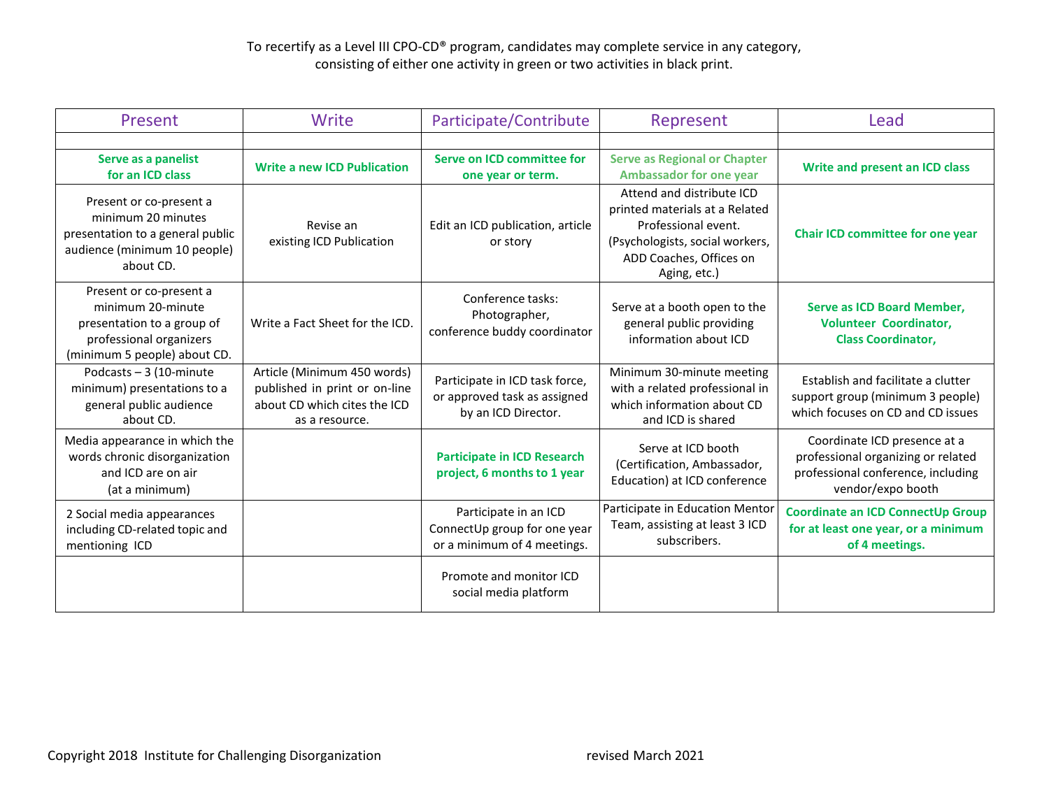To recertify as a Level III CPO-CD® program, candidates may complete service in any category, consisting of either one activity in green or two activities in black print.

| Present | Write | Participate/Contribute | Represent | Lead |
|---|---|---|---|---|
| | | | | |
| **Serve as a panelist for an ICD class** | **Write a new ICD Publication** | **Serve on ICD committee for one year or term.** | **Serve as Regional or Chapter Ambassador for one year** | **Write and present an ICD class** |
| Present or co-present a minimum 20 minutes presentation to a general public audience (minimum 10 people) about CD. | Revise an existing ICD Publication | Edit an ICD publication, article or story | Attend and distribute ICD printed materials at a Related Professional event. (Psychologists, social workers, ADD Coaches, Offices on Aging, etc.) | **Chair ICD committee for one year** |
| Present or co-present a minimum 20-minute presentation to a group of professional organizers (minimum 5 people) about CD. | Write a Fact Sheet for the ICD. | Conference tasks: Photographer, conference buddy coordinator | Serve at a booth open to the general public providing information about ICD | **Serve as ICD Board Member, Volunteer Coordinator, Class Coordinator,** |
| Podcasts – 3 (10-minute minimum) presentations to a general public audience about CD. | Article (Minimum 450 words) published in print or on-line about CD which cites the ICD as a resource. | Participate in ICD task force, or approved task as assigned by an ICD Director. | Minimum 30-minute meeting with a related professional in which information about CD and ICD is shared | Establish and facilitate a clutter support group (minimum 3 people) which focuses on CD and CD issues |
| Media appearance in which the words chronic disorganization and ICD are on air (at a minimum) | | **Participate in ICD Research project, 6 months to 1 year** | Serve at ICD booth (Certification, Ambassador, Education) at ICD conference | Coordinate ICD presence at a professional organizing or related professional conference, including vendor/expo booth |
| 2 Social media appearances including CD-related topic and mentioning ICD | | Participate in an ICD ConnectUp group for one year or a minimum of 4 meetings. | Participate in Education Mentor Team, assisting at least 3 ICD subscribers. | **Coordinate an ICD ConnectUp Group for at least one year, or a minimum of 4 meetings.** |
| | | Promote and monitor ICD social media platform | | |

Copyright 2018 Institute for Challenging Disorganization revised March 2021